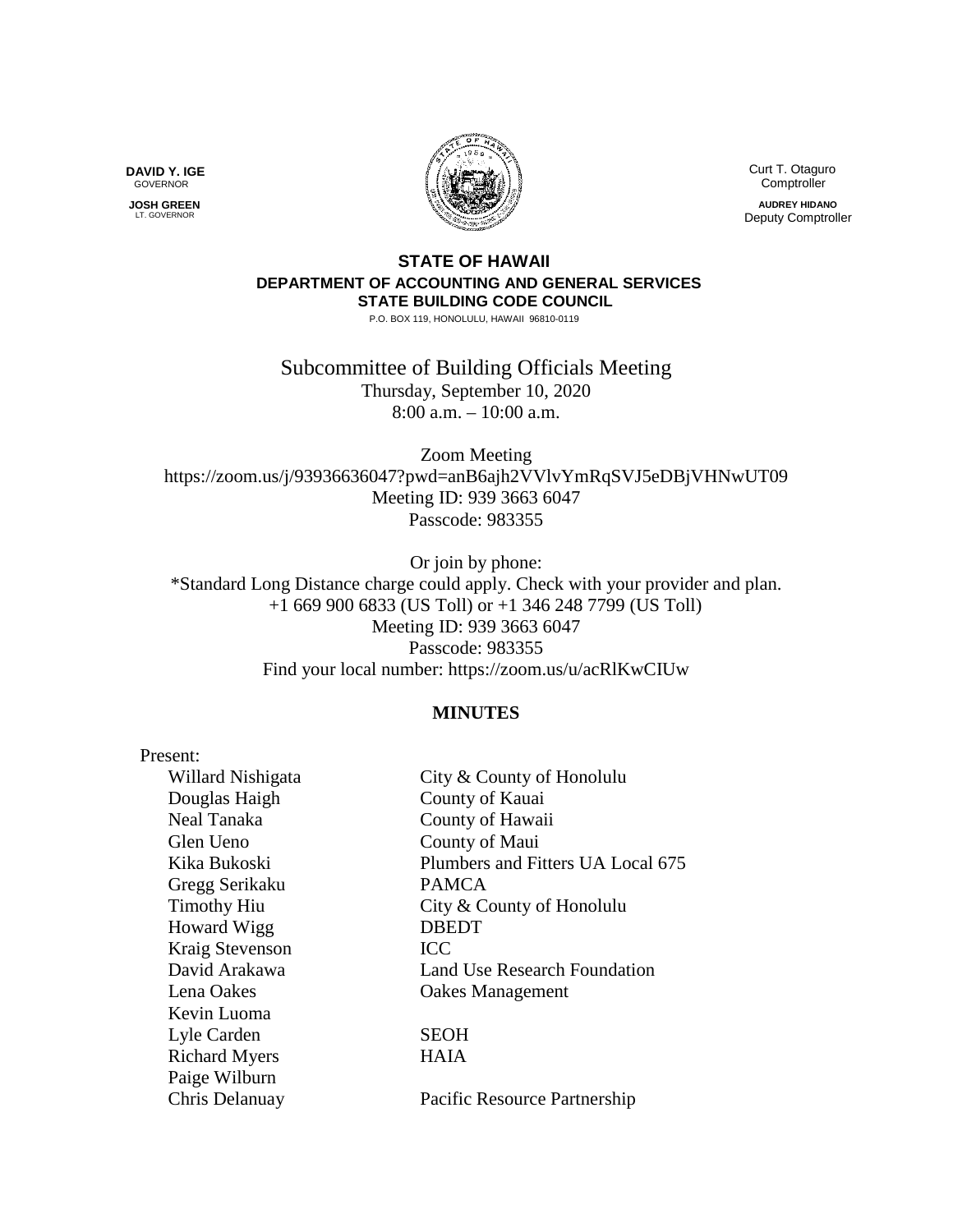**DAVID Y. IGE**
GOVERNOR

**JOSH GREEN**
LT. GOVERNOR

Curt T. Otaguro
Comptroller

**AUDREY HIDANO**
Deputy Comptroller

**STATE OF HAWAII**
**DEPARTMENT OF ACCOUNTING AND GENERAL SERVICES**
**STATE BUILDING CODE COUNCIL**
P.O. BOX 119, HONOLULU, HAWAII 96810-0119

# Subcommittee of Building Officials Meeting

Thursday, September 10, 2020
8:00 a.m. – 10:00 a.m.

Zoom Meeting
https://zoom.us/j/93936636047?pwd=anB6ajh2VVlvYmRqSVJ5eDBjVHNwUT09
Meeting ID: 939 3663 6047
Passcode: 983355

Or join by phone:
*Standard Long Distance charge could apply. Check with your provider and plan.
+1 669 900 6833 (US Toll) or +1 346 248 7799 (US Toll)
Meeting ID: 939 3663 6047
Passcode: 983355
Find your local number: https://zoom.us/u/acRlKwCIUw

## MINUTES

Present:

| | |
|---|---|
| Willard Nishigata | City & County of Honolulu |
| Douglas Haigh | County of Kauai |
| Neal Tanaka | County of Hawaii |
| Glen Ueno | County of Maui |
| Kika Bukoski | Plumbers and Fitters UA Local 675 |
| Gregg Serikaku | PAMCA |
| Timothy Hiu | City & County of Honolulu |
| Howard Wigg | DBEDT |
| Kraig Stevenson | ICC |
| David Arakawa | Land Use Research Foundation |
| Lena Oakes | Oakes Management |
| Kevin Luoma | |
| Lyle Carden | SEOH |
| Richard Myers | HAIA |
| Paige Wilburn | |
| Chris Delanuay | Pacific Resource Partnership |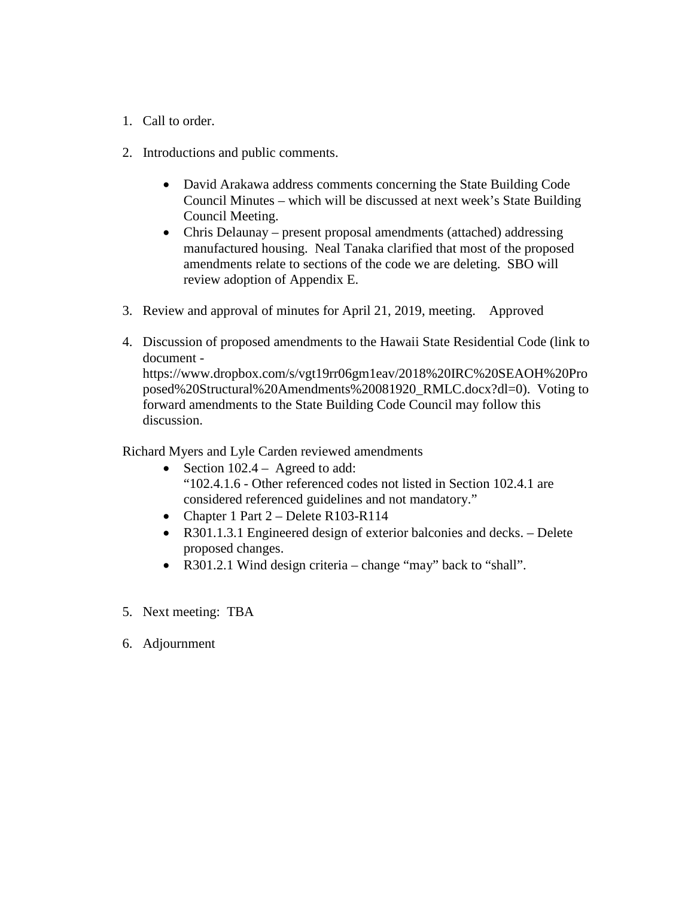1. Call to order.

2. Introductions and public comments.

   - David Arakawa address comments concerning the State Building Code Council Minutes – which will be discussed at next week's State Building Council Meeting.
   - Chris Delaunay – present proposal amendments (attached) addressing manufactured housing. Neal Tanaka clarified that most of the proposed amendments relate to sections of the code we are deleting. SBO will review adoption of Appendix E.

3. Review and approval of minutes for April 21, 2019, meeting. Approved

4. Discussion of proposed amendments to the Hawaii State Residential Code (link to document - https://www.dropbox.com/s/vgt19rr06gm1eav/2018%20IRC%20SEAOH%20Proposed%20Structural%20Amendments%20081920_RMLC.docx?dl=0). Voting to forward amendments to the State Building Code Council may follow this discussion.

Richard Myers and Lyle Carden reviewed amendments

- Section 102.4 – Agreed to add:
  "102.4.1.6 - Other referenced codes not listed in Section 102.4.1 are considered referenced guidelines and not mandatory."
- Chapter 1 Part 2 – Delete R103-R114
- R301.1.3.1 Engineered design of exterior balconies and decks. – Delete proposed changes.
- R301.2.1 Wind design criteria – change "may" back to "shall".

5. Next meeting: TBA

6. Adjournment